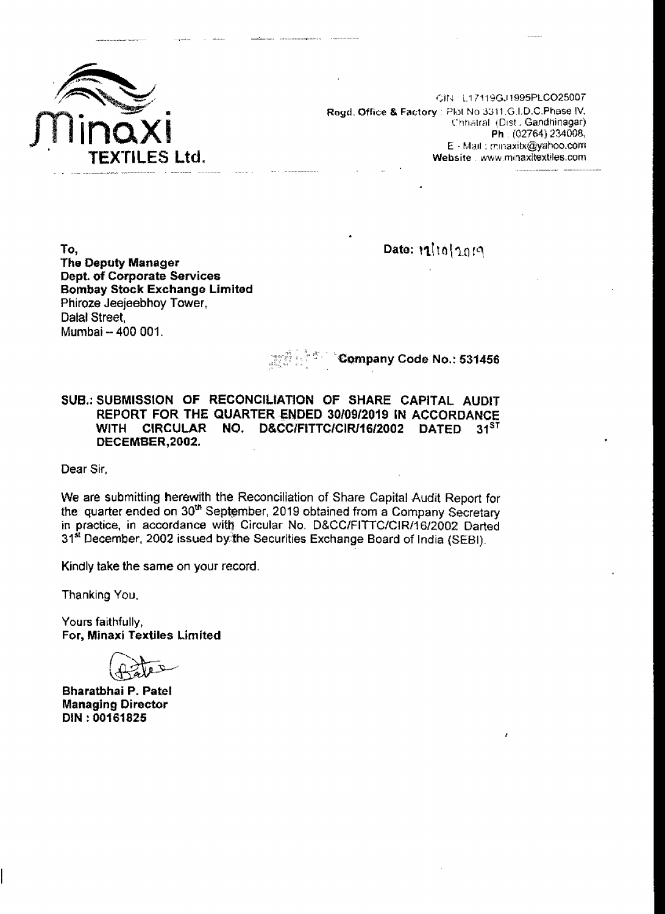**Minaxi TEXTILES Ltd.**

CIN : L17119GJ1995PLCO25007
**Regd. Office & Factory** : Plot No 3311,G.I.D.C.Phase IV,
Chhatral (Dist. Gandhinagar)
**Ph** : (02764) 234008,
E - Mail : minaxitx@yahoo.com
**Website** : www.minaxitextiles.com

**Date: 12/10/2019**

To,
**The Deputy Manager**
**Dept. of Corporate Services**
**Bombay Stock Exchange Limited**
Phiroze Jeejeebhoy Tower,
Dalal Street,
Mumbai – 400 001.

**Company Code No.: 531456**

**SUB.: SUBMISSION OF RECONCILIATION OF SHARE CAPITAL AUDIT REPORT FOR THE QUARTER ENDED 30/09/2019 IN ACCORDANCE WITH CIRCULAR NO. D&CC/FITTC/CIR/16/2002 DATED 31ST DECEMBER,2002.**

Dear Sir,

We are submitting herewith the Reconciliation of Share Capital Audit Report for the quarter ended on 30th September, 2019 obtained from a Company Secretary in practice, in accordance with Circular No. D&CC/FITTC/CIR/16/2002 Darted 31st December, 2002 issued by the Securities Exchange Board of India (SEBI).

Kindly take the same on your record.

Thanking You,

Yours faithfully,
**For, Minaxi Textiles Limited**

**Bharatbhai P. Patel**
**Managing Director**
**DIN : 00161825**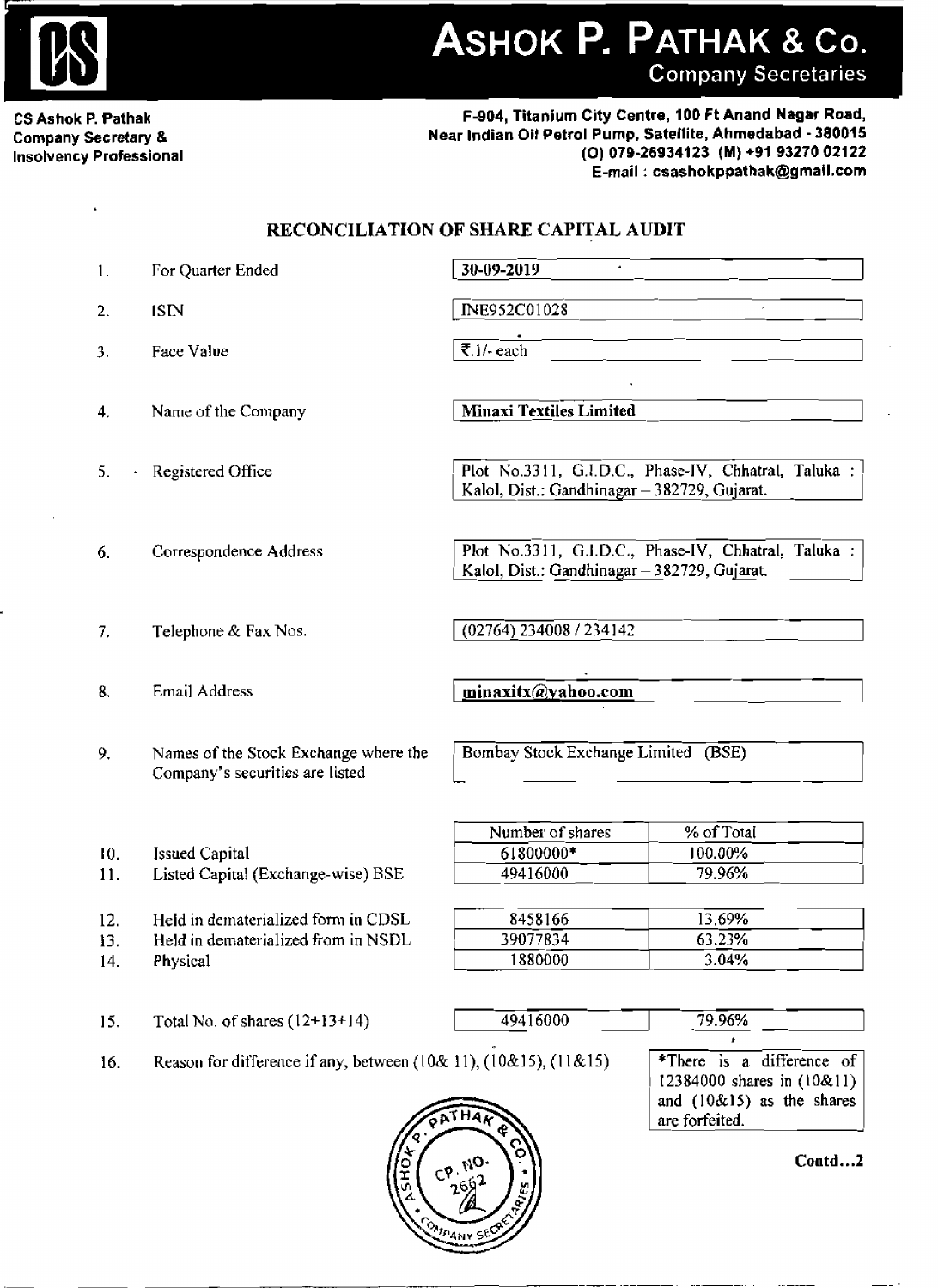# ASHOK P. PATHAK & Co.
Company Secretaries

**CS Ashok P. Pathak**
**Company Secretary &**
**Insolvency Professional**

**F-904, Titanium City Centre, 100 Ft Anand Nagar Road,**
**Near Indian Oil Petrol Pump, Satellite, Ahmedabad - 380015**
**(O) 079-26934123 (M) +91 93270 02122**
**E-mail : csashokppathak@gmail.com**

## RECONCILIATION OF SHARE CAPITAL AUDIT

| No. | Particulars | Details |
|---|---|---|
| 1. | For Quarter Ended | 30-09-2019 |
| 2. | ISIN | INE952C01028 |
| 3. | Face Value | ₹.1/- each |
| 4. | Name of the Company | **Minaxi Textiles Limited** |
| 5. | Registered Office | Plot No.3311, G.I.D.C., Phase-IV, Chhatral, Taluka : Kalol, Dist.: Gandhinagar – 382729, Gujarat. |
| 6. | Correspondence Address | Plot No.3311, G.I.D.C., Phase-IV, Chhatral, Taluka : Kalol, Dist.: Gandhinagar – 382729, Gujarat. |
| 7. | Telephone & Fax Nos. | (02764) 234008 / 234142 |
| 8. | Email Address | **minaxitx@yahoo.com** |
| 9. | Names of the Stock Exchange where the Company's securities are listed | Bombay Stock Exchange Limited (BSE) |

| No. | Particulars | Number of shares | % of Total |
|---|---|---|---|
| 10. | Issued Capital | 61800000* | 100.00% |
| 11. | Listed Capital (Exchange-wise) BSE | 49416000 | 79.96% |
| 12. | Held in dematerialized form in CDSL | 8458166 | 13.69% |
| 13. | Held in dematerialized from in NSDL | 39077834 | 63.23% |
| 14. | Physical | 1880000 | 3.04% |
| 15. | Total No. of shares (12+13+14) | 49416000 | 79.96% |

16. Reason for difference if any, between (10& 11), (10&15), (11&15)

*There is a difference of 12384000 shares in (10&11) and (10&15) as the shares are forfeited.

Contd...2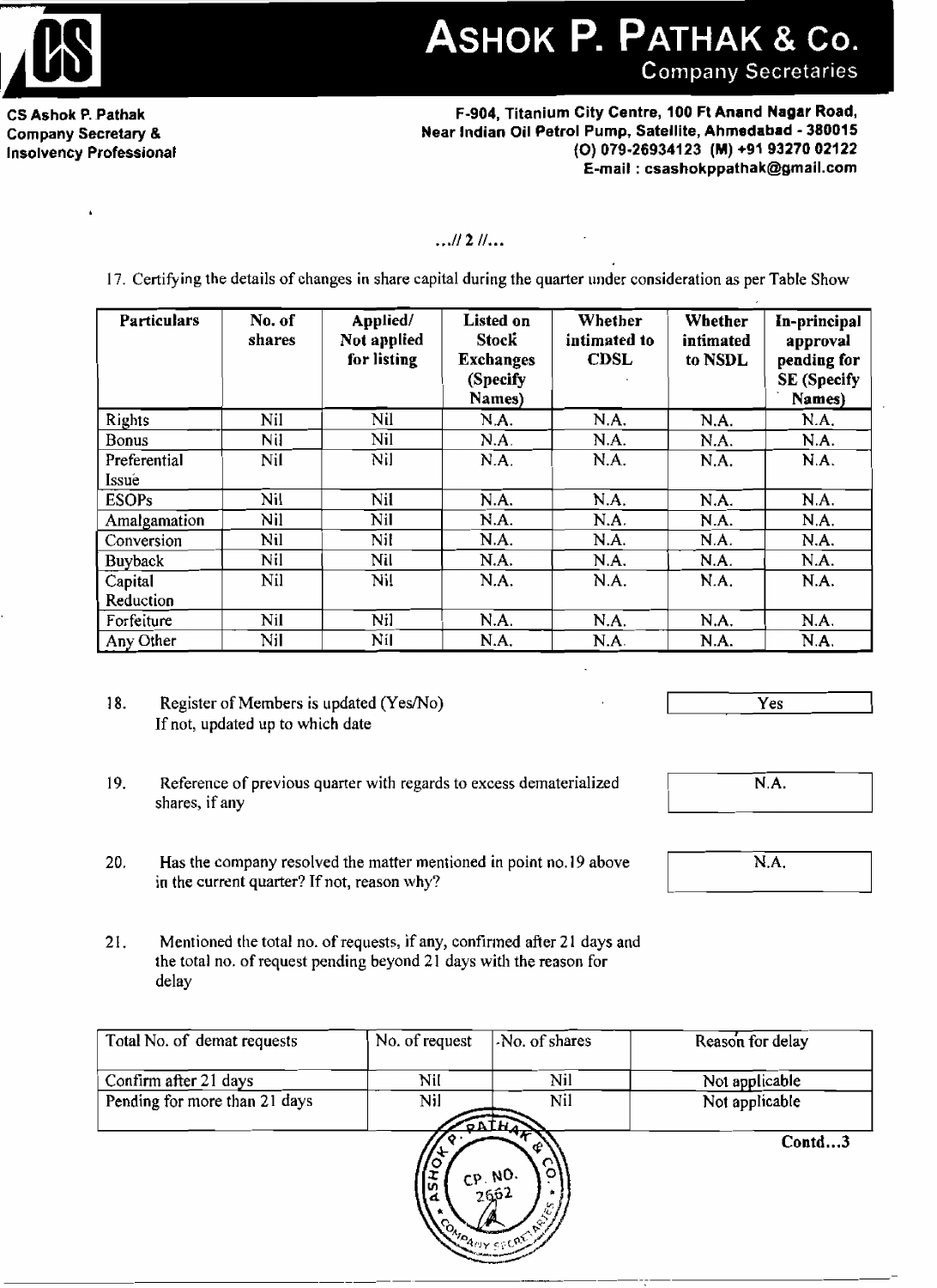…// 2 //…

17. Certifying the details of changes in share capital during the quarter under consideration as per Table Show

| Particulars | No. of shares | Applied/ Not applied for listing | Listed on Stock Exchanges (Specify Names) | Whether intimated to CDSL | Whether intimated to NSDL | In-principal approval pending for SE (Specify Names) |
|---|---|---|---|---|---|---|
| Rights | Nil | Nil | N.A. | N.A. | N.A. | N.A. |
| Bonus | Nil | Nil | N.A. | N.A. | N.A. | N.A. |
| Preferential Issue | Nil | Nil | N.A. | N.A. | N.A. | N.A. |
| ESOPs | Nil | Nil | N.A. | N.A. | N.A. | N.A. |
| Amalgamation | Nil | Nil | N.A. | N.A. | N.A. | N.A. |
| Conversion | Nil | Nil | N.A. | N.A. | N.A. | N.A. |
| Buyback | Nil | Nil | N.A. | N.A. | N.A. | N.A. |
| Capital Reduction | Nil | Nil | N.A. | N.A. | N.A. | N.A. |
| Forfeiture | Nil | Nil | N.A. | N.A. | N.A. | N.A. |
| Any Other | Nil | Nil | N.A. | N.A. | N.A. | N.A. |

18. Register of Members is updated (Yes/No) If not, updated up to which date — **Yes**

19. Reference of previous quarter with regards to excess dematerialized shares, if any — **N.A.**

20. Has the company resolved the matter mentioned in point no.19 above in the current quarter? If not, reason why? — **N.A.**

21. Mentioned the total no. of requests, if any, confirmed after 21 days and the total no. of request pending beyond 21 days with the reason for delay

| Total No. of demat requests | No. of request | No. of shares | Reason for delay |
|---|---|---|---|
| Confirm after 21 days | Nil | Nil | Not applicable |
| Pending for more than 21 days | Nil | Nil | Not applicable |

Contd…3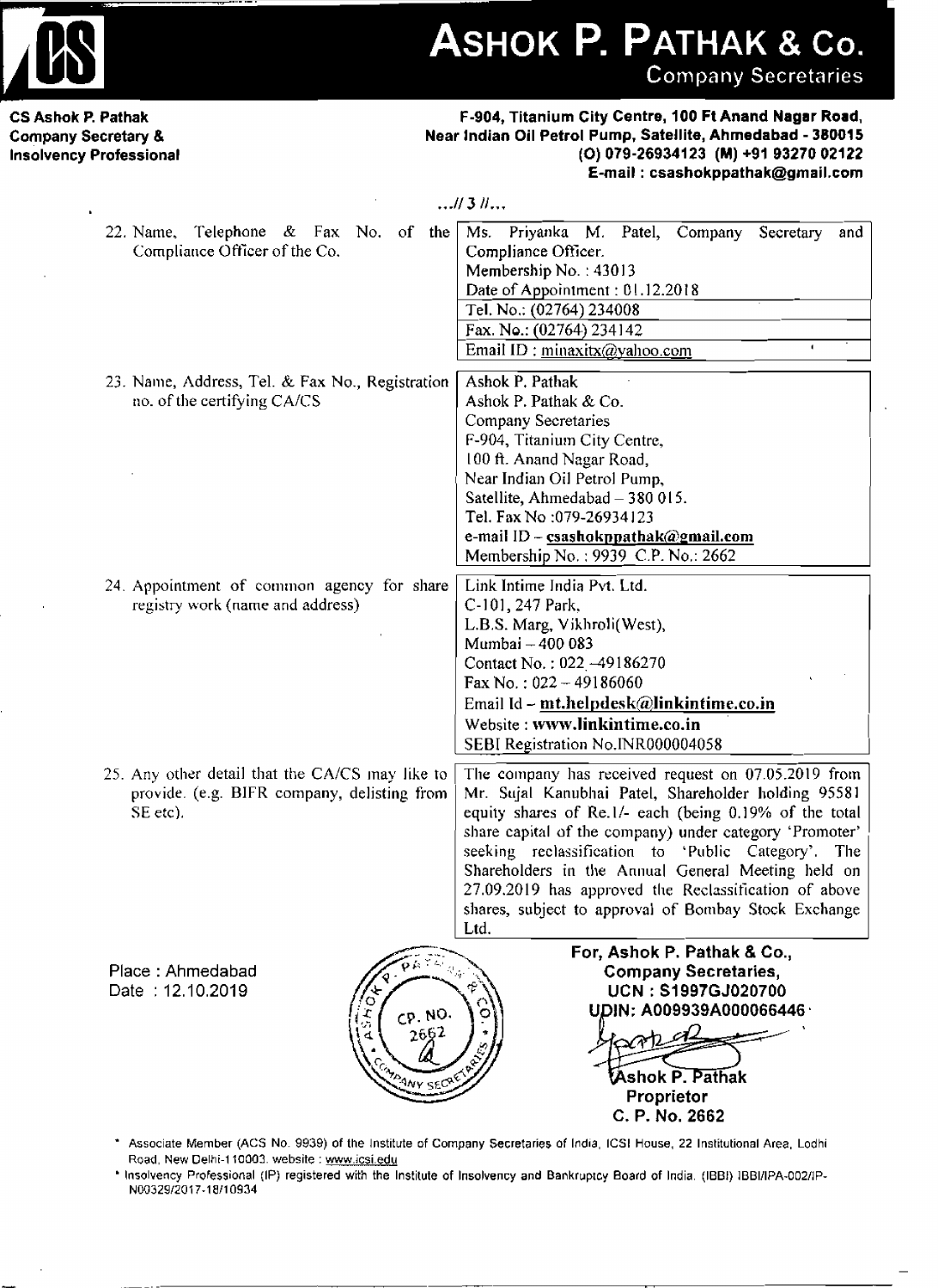**ASHOK P. PATHAK & Co.**
**Company Secretaries**

**CS Ashok P. Pathak**
**Company Secretary &**
**Insolvency Professional**

**F-904, Titanium City Centre, 100 Ft Anand Nagar Road,**
**Near Indian Oil Petrol Pump, Satellite, Ahmedabad - 380015**
**(O) 079-26934123 (M) +91 93270 02122**
**E-mail : csashokppathak@gmail.com**

...// 3 //...

| | |
|---|---|
| 22. Name, Telephone & Fax No. of the Compliance Officer of the Co. | Ms. Priyanka M. Patel, Company Secretary and Compliance Officer.<br>Membership No. : 43013<br>Date of Appointment : 01.12.2018<br>Tel. No.: (02764) 234008<br>Fax. No.: (02764) 234142<br>Email ID : minaxitx@yahoo.com |
| 23. Name, Address, Tel. & Fax No., Registration no. of the certifying CA/CS | Ashok P. Pathak<br>Ashok P. Pathak & Co.<br>Company Secretaries<br>F-904, Titanium City Centre,<br>100 ft. Anand Nagar Road,<br>Near Indian Oil Petrol Pump,<br>Satellite, Ahmedabad – 380 015.<br>Tel. Fax No :079-26934123<br>e-mail ID – **csashokppathak@gmail.com**<br>Membership No. : 9939 C.P. No.: 2662 |
| 24. Appointment of common agency for share registry work (name and address) | Link Intime India Pvt. Ltd.<br>C-101, 247 Park,<br>L.B.S. Marg, Vikhroli(West),<br>Mumbai – 400 083<br>Contact No. : 022 –49186270<br>Fax No. : 022 – 49186060<br>Email Id – **mt.helpdesk@linkintime.co.in**<br>Website : **www.linkintime.co.in**<br>SEBI Registration No.INR000004058 |
| 25. Any other detail that the CA/CS may like to provide. (e.g. BIFR company, delisting from SE etc). | The company has received request on 07.05.2019 from Mr. Sujal Kanubhai Patel, Shareholder holding 95581 equity shares of Re.1/- each (being 0.19% of the total share capital of the company) under category 'Promoter' seeking reclassification to 'Public Category'. The Shareholders in the Annual General Meeting held on 27.09.2019 has approved the Reclassification of above shares, subject to approval of Bombay Stock Exchange Ltd. |

Place : Ahmedabad
Date : 12.10.2019

**For, Ashok P. Pathak & Co.,**
**Company Secretaries,**
**UCN : S1997GJ020700**
**UDIN: A009939A000066446**

**Ashok P. Pathak**
**Proprietor**
**C. P. No. 2662**

* Associate Member (ACS No. 9939) of the Institute of Company Secretaries of India, ICSI House, 22 Institutional Area, Lodhi Road, New Delhi-110003. website : www.icsi.edu
* Insolvency Professional (IP) registered with the Institute of Insolvency and Bankruptcy Board of India. (IBBI) IBBI/IPA-002/IP-N00329/2017-18/10934